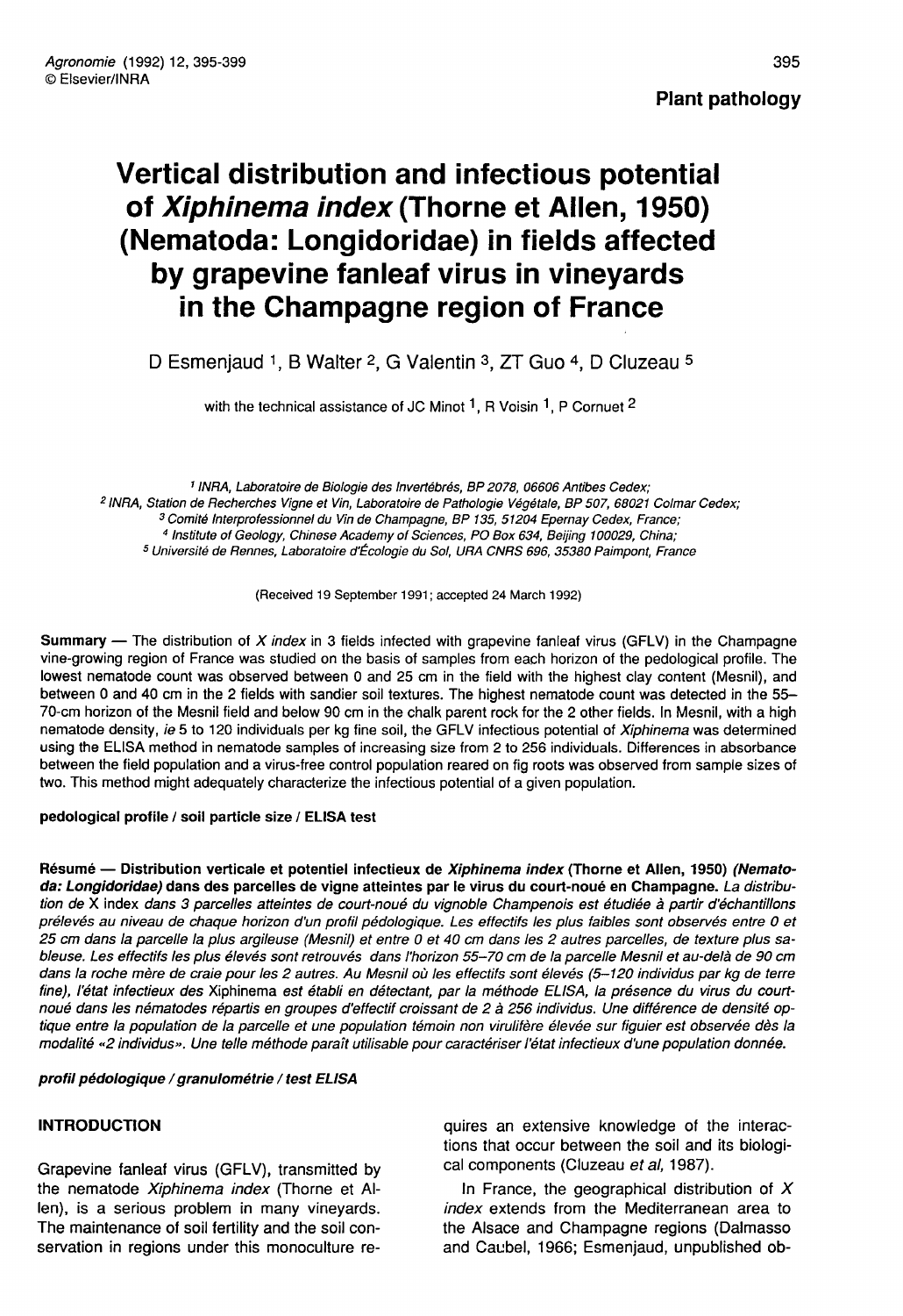Plant pathology

# Vertical distribution and infectious potential of *Xiphinema index* (Thorne et Allen, 1950) (Nematoda: Longidoridae) in fields affected by grapevine fanleaf virus in vineyards in the Champagne region of France

D Esmenjaud [1], B Walter [2], G Valentin [3], ZT Guo [4], D Cluzeau [5]

with the technical assistance of JC Minot [1], R Voisin [1], P Cornuet [2]

[1] *INRA, Laboratoire de Biologie des Invertébrés, BP 2078, 06606 Antibes Cedex;*
[2] *INRA, Station de Recherches Vigne et Vin, Laboratoire de Pathologie Végétale, BP 507, 68021 Colmar Cedex;*
[3] *Comité Interprofessionnel du Vin de Champagne, BP 135, 51204 Epernay Cedex, France;*
[4] *Institute of Geology, Chinese Academy of Sciences, PO Box 634, Beijing 100029, China;*
[5] *Université de Rennes, Laboratoire d'Écologie du Sol, URA CNRS 696, 35380 Paimpont, France*

(Received 19 September 1991; accepted 24 March 1992)

**Summary** — The distribution of *X index* in 3 fields infected with grapevine fanleaf virus (GFLV) in the Champagne vine-growing region of France was studied on the basis of samples from each horizon of the pedological profile. The lowest nematode count was observed between 0 and 25 cm in the field with the highest clay content (Mesnil), and between 0 and 40 cm in the 2 fields with sandier soil textures. The highest nematode count was detected in the 55–70-cm horizon of the Mesnil field and below 90 cm in the chalk parent rock for the 2 other fields. In Mesnil, with a high nematode density, *ie* 5 to 120 individuals per kg fine soil, the GFLV infectious potential of *Xiphinema* was determined using the ELISA method in nematode samples of increasing size from 2 to 256 individuals. Differences in absorbance between the field population and a virus-free control population reared on fig roots was observed from sample sizes of two. This method might adequately characterize the infectious potential of a given population.

**pedological profile / soil particle size / ELISA test**

**Résumé** — **Distribution verticale et potentiel infectieux de *Xiphinema index* (Thorne et Allen, 1950) *(Nematoda: Longidoridae)* dans des parcelles de vigne atteintes par le virus du court-noué en Champagne.** *La distribution de* X index *dans 3 parcelles atteintes de court-noué du vignoble Champenois est étudiée à partir d'échantillons prélevés au niveau de chaque horizon d'un profil pédologique. Les effectifs les plus faibles sont observés entre 0 et 25 cm dans la parcelle la plus argileuse (Mesnil) et entre 0 et 40 cm dans les 2 autres parcelles, de texture plus sableuse. Les effectifs les plus élevés sont retrouvés dans l'horizon 55–70 cm de la parcelle Mesnil et au-delà de 90 cm dans la roche mère de craie pour les 2 autres. Au Mesnil où les effectifs sont élevés (5–120 individus par kg de terre fine), l'état infectieux des* Xiphinema *est établi en détectant, par la méthode ELISA, la présence du virus du court-noué dans les nématodes répartis en groupes d'effectif croissant de 2 à 256 individus. Une différence de densité optique entre la population de la parcelle et une population témoin non virulifère élevée sur figuier est observée dès la modalité «2 individus». Une telle méthode paraît utilisable pour caractériser l'état infectieux d'une population donnée.*

***profil pédologique / granulométrie / test ELISA***

## INTRODUCTION

Grapevine fanleaf virus (GFLV), transmitted by the nematode *Xiphinema index* (Thorne et Allen), is a serious problem in many vineyards. The maintenance of soil fertility and the soil conservation in regions under this monoculture requires an extensive knowledge of the interactions that occur between the soil and its biological components (Cluzeau *et al*, 1987).

In France, the geographical distribution of *X index* extends from the Mediterranean area to the Alsace and Champagne regions (Dalmasso and Caubel, 1966; Esmenjaud, unpublished ob-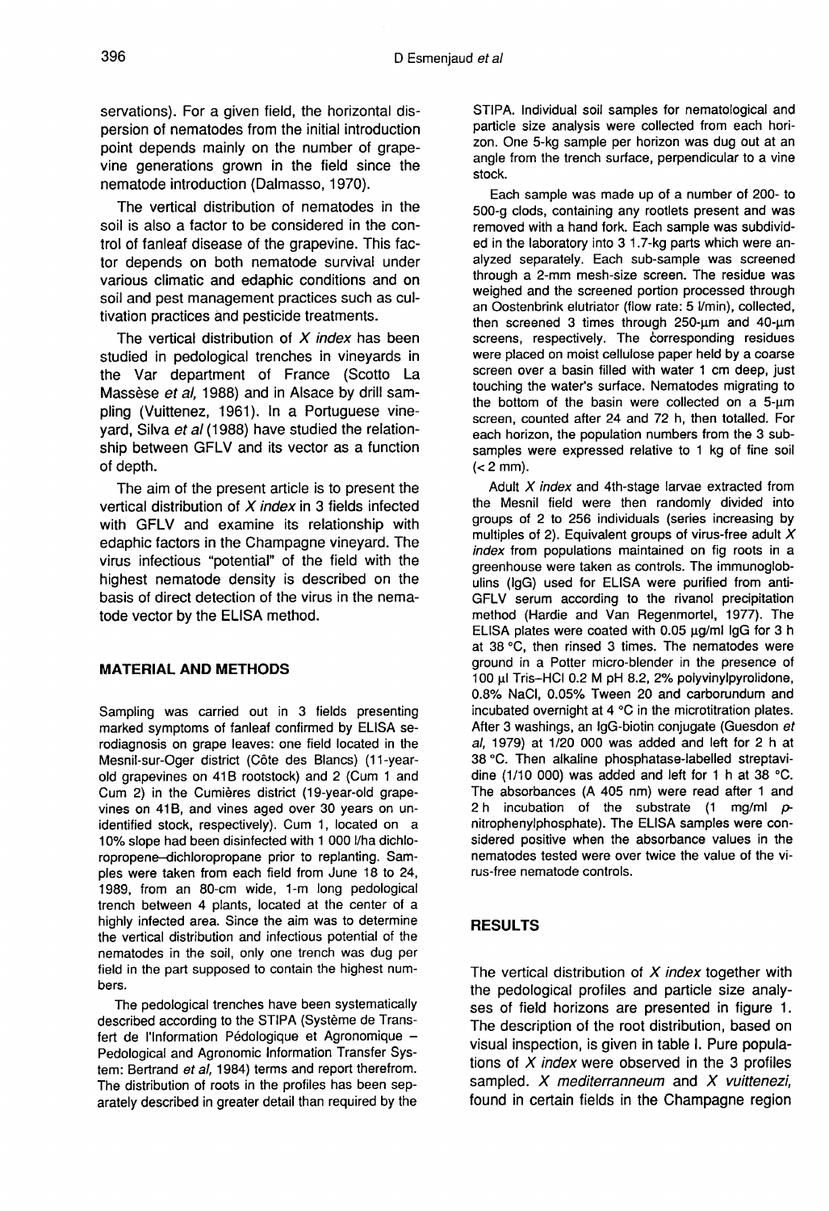servations). For a given field, the horizontal dispersion of nematodes from the initial introduction point depends mainly on the number of grapevine generations grown in the field since the nematode introduction (Dalmasso, 1970).

The vertical distribution of nematodes in the soil is also a factor to be considered in the control of fanleaf disease of the grapevine. This factor depends on both nematode survival under various climatic and edaphic conditions and on soil and pest management practices such as cultivation practices and pesticide treatments.

The vertical distribution of *X index* has been studied in pedological trenches in vineyards in the Var department of France (Scotto La Massèse *et al*, 1988) and in Alsace by drill sampling (Vuittenez, 1961). In a Portuguese vineyard, Silva *et al* (1988) have studied the relationship between GFLV and its vector as a function of depth.

The aim of the present article is to present the vertical distribution of *X index* in 3 fields infected with GFLV and examine its relationship with edaphic factors in the Champagne vineyard. The virus infectious "potential" of the field with the highest nematode density is described on the basis of direct detection of the virus in the nematode vector by the ELISA method.

## MATERIAL AND METHODS

Sampling was carried out in 3 fields presenting marked symptoms of fanleaf confirmed by ELISA serodiagnosis on grape leaves: one field located in the Mesnil-sur-Oger district (Côte des Blancs) (11-year-old grapevines on 41B rootstock) and 2 (Cum 1 and Cum 2) in the Cumières district (19-year-old grapevines on 41B, and vines aged over 30 years on unidentified stock, respectively). Cum 1, located on a 10% slope had been disinfected with 1 000 l/ha dichloropropene–dichloropropane prior to replanting. Samples were taken from each field from June 18 to 24, 1989, from an 80-cm wide, 1-m long pedological trench between 4 plants, located at the center of a highly infected area. Since the aim was to determine the vertical distribution and infectious potential of the nematodes in the soil, only one trench was dug per field in the part supposed to contain the highest numbers.

The pedological trenches have been systematically described according to the STIPA (Système de Transfert de l'Information Pédologique et Agronomique – Pedological and Agronomic Information Transfer System: Bertrand *et al*, 1984) terms and report therefrom. The distribution of roots in the profiles has been separately described in greater detail than required by the STIPA. Individual soil samples for nematological and particle size analysis were collected from each horizon. One 5-kg sample per horizon was dug out at an angle from the trench surface, perpendicular to a vine stock.

Each sample was made up of a number of 200- to 500-g clods, containing any rootlets present and was removed with a hand fork. Each sample was subdivided in the laboratory into 3 1.7-kg parts which were analyzed separately. Each sub-sample was screened through a 2-mm mesh-size screen. The residue was weighed and the screened portion processed through an Oostenbrink elutriator (flow rate: 5 l/min), collected, then screened 3 times through 250-µm and 40-µm screens, respectively. The corresponding residues were placed on moist cellulose paper held by a coarse screen over a basin filled with water 1 cm deep, just touching the water's surface. Nematodes migrating to the bottom of the basin were collected on a 5-µm screen, counted after 24 and 72 h, then totalled. For each horizon, the population numbers from the 3 sub-samples were expressed relative to 1 kg of fine soil (< 2 mm).

Adult *X index* and 4th-stage larvae extracted from the Mesnil field were then randomly divided into groups of 2 to 256 individuals (series increasing by multiples of 2). Equivalent groups of virus-free adult *X index* from populations maintained on fig roots in a greenhouse were taken as controls. The immunoglobulins (IgG) used for ELISA were purified from anti-GFLV serum according to the rivanol precipitation method (Hardie and Van Regenmortel, 1977). The ELISA plates were coated with 0.05 µg/ml IgG for 3 h at 38 °C, then rinsed 3 times. The nematodes were ground in a Potter micro-blender in the presence of 100 µl Tris–HCl 0.2 M pH 8.2, 2% polyvinylpyrolidone, 0.8% NaCl, 0.05% Tween 20 and carborundum and incubated overnight at 4 °C in the microtitration plates. After 3 washings, an IgG-biotin conjugate (Guesdon *et al*, 1979) at 1/20 000 was added and left for 2 h at 38 °C. Then alkaline phosphatase-labelled streptavidine (1/10 000) was added and left for 1 h at 38 °C. The absorbances (A 405 nm) were read after 1 and 2 h incubation of the substrate (1 mg/ml *p*-nitrophenylphosphate). The ELISA samples were considered positive when the absorbance values in the nematodes tested were over twice the value of the virus-free nematode controls.

## RESULTS

The vertical distribution of *X index* together with the pedological profiles and particle size analyses of field horizons are presented in figure 1. The description of the root distribution, based on visual inspection, is given in table I. Pure populations of *X index* were observed in the 3 profiles sampled. *X mediterraneum* and *X vuittenezi*, found in certain fields in the Champagne region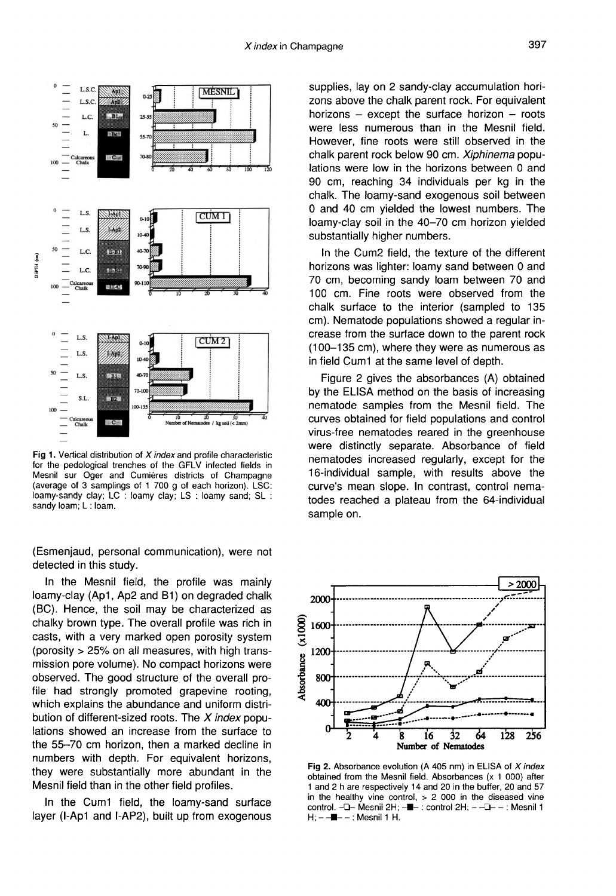Fig 1. Vertical distribution of *X index* and profile characteristic for the pedological trenches of the GFLV infected fields in Mesnil sur Oger and Cumières districts of Champagne (average of 3 samplings of 1 700 g of each horizon). LSC: loamy-sandy clay; LC : loamy clay; LS : loamy sand; SL : sandy loam; L : loam.

(Esmenjaud, personal communication), were not detected in this study.

In the Mesnil field, the profile was mainly loamy-clay (Ap1, Ap2 and B1) on degraded chalk (BC). Hence, the soil may be characterized as chalky brown type. The overall profile was rich in casts, with a very marked open porosity system (porosity > 25% on all measures, with high transmission pore volume). No compact horizons were observed. The good structure of the overall profile had strongly promoted grapevine rooting, which explains the abundance and uniform distribution of different-sized roots. The *X index* populations showed an increase from the surface to the 55–70 cm horizon, then a marked decline in numbers with depth. For equivalent horizons, they were substantially more abundant in the Mesnil field than in the other field profiles.

In the Cum1 field, the loamy-sand surface layer (I-Ap1 and I-AP2), built up from exogenous supplies, lay on 2 sandy-clay accumulation horizons above the chalk parent rock. For equivalent horizons – except the surface horizon – roots were less numerous than in the Mesnil field. However, fine roots were still observed in the chalk parent rock below 90 cm. *Xiphinema* populations were low in the horizons between 0 and 90 cm, reaching 34 individuals per kg in the chalk. The loamy-sand exogenous soil between 0 and 40 cm yielded the lowest numbers. The loamy-clay soil in the 40–70 cm horizon yielded substantially higher numbers.

In the Cum2 field, the texture of the different horizons was lighter: loamy sand between 0 and 70 cm, becoming sandy loam between 70 and 100 cm. Fine roots were observed from the chalk surface to the interior (sampled to 135 cm). Nematode populations showed a regular increase from the surface down to the parent rock (100–135 cm), where they were as numerous as in field Cum1 at the same level of depth.

Figure 2 gives the absorbances (A) obtained by the ELISA method on the basis of increasing nematode samples from the Mesnil field. The curves obtained for field populations and control virus-free nematodes reared in the greenhouse were distinctly separate. Absorbance of field nematodes increased regularly, except for the 16-individual sample, with results above the curve's mean slope. In contrast, control nematodes reached a plateau from the 64-individual sample on.

Fig 2. Absorbance evolution (A 405 nm) in ELISA of *X index* obtained from the Mesnil field. Absorbances (x 1 000) after 1 and 2 h are respectively 14 and 20 in the buffer, 20 and 57 in the healthy vine control, > 2 000 in the diseased vine control. –□– Mesnil 2H; –■– : control 2H; – –□– – : Mesnil 1 H; – –■– – : Mesnil 1 H.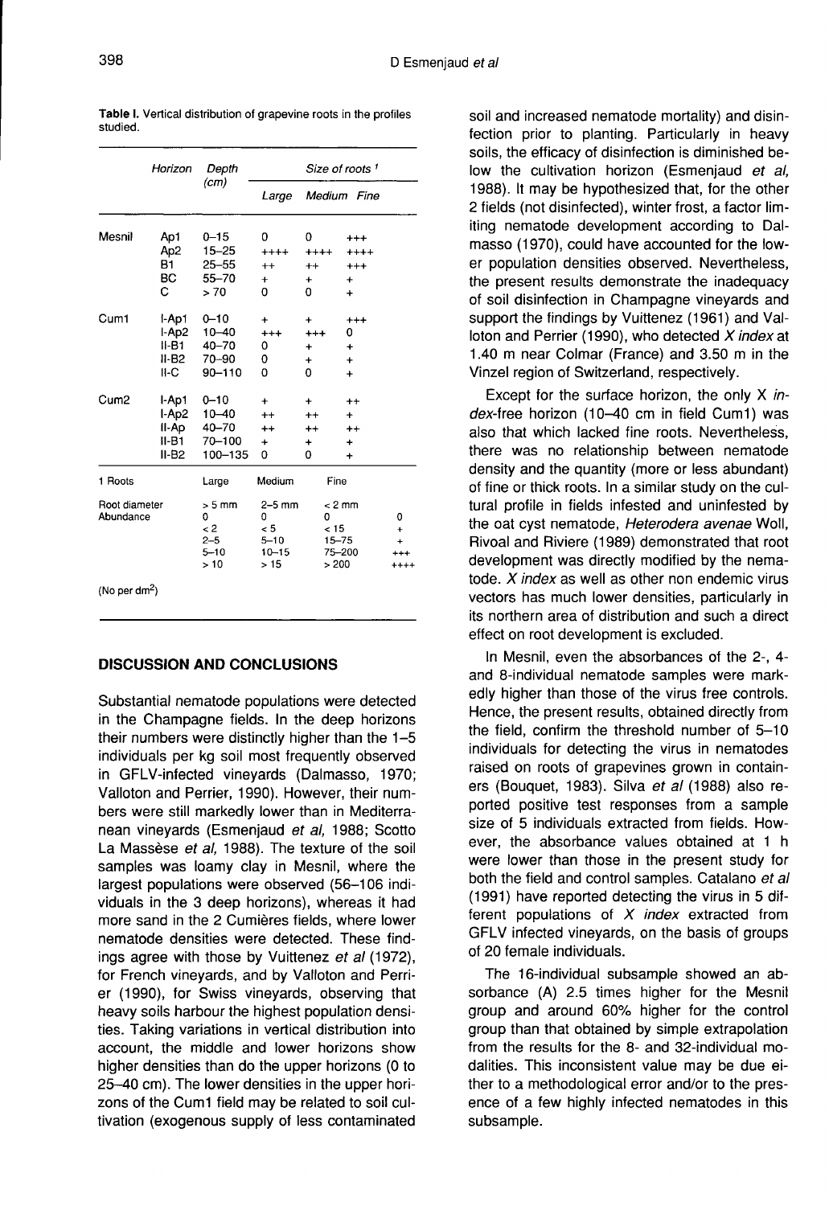**Table I.** Vertical distribution of grapevine roots in the profiles studied.

| | Horizon | Depth (cm) | Size of roots [1] | | |
|---|---|---|---|---|---|
| | | | Large | Medium | Fine |
| Mesnil | Ap1 | 0–15 | 0 | 0 | +++ |
| | Ap2 | 15–25 | ++++ | ++++ | ++++ |
| | B1 | 25–55 | ++ | ++ | +++ |
| | BC | 55–70 | + | + | + |
| | C | > 70 | 0 | 0 | + |
| Cum1 | I-Ap1 | 0–10 | + | + | +++ |
| | I-Ap2 | 10–40 | +++ | +++ | 0 |
| | II-B1 | 40–70 | 0 | + | + |
| | II-B2 | 70–90 | 0 | + | + |
| | II-C | 90–110 | 0 | 0 | + |
| Cum2 | I-Ap1 | 0–10 | + | + | ++ |
| | I-Ap2 | 10–40 | ++ | ++ | + |
| | II-Ap | 40–70 | ++ | ++ | ++ |
| | II-B1 | 70–100 | + | + | + |
| | II-B2 | 100–135 | 0 | 0 | + |

| 1 Roots | Large | Medium | Fine | |
|---|---|---|---|---|
| Root diameter | > 5 mm | 2–5 mm | < 2 mm | |
| Abundance | 0 | 0 | 0 | 0 |
| | < 2 | < 5 | < 15 | + |
| | 2–5 | 5–10 | 15–75 | + |
| | 5–10 | 10–15 | 75–200 | +++ |
| | > 10 | > 15 | > 200 | ++++ |

(No per dm$^2$)

## DISCUSSION AND CONCLUSIONS

Substantial nematode populations were detected in the Champagne fields. In the deep horizons their numbers were distinctly higher than the 1–5 individuals per kg soil most frequently observed in GFLV-infected vineyards (Dalmasso, 1970; Valloton and Perrier, 1990). However, their numbers were still markedly lower than in Mediterranean vineyards (Esmenjaud *et al*, 1988; Scotto La Massèse *et al*, 1988). The texture of the soil samples was loamy clay in Mesnil, where the largest populations were observed (56–106 individuals in the 3 deep horizons), whereas it had more sand in the 2 Cumières fields, where lower nematode densities were detected. These findings agree with those by Vuittenez *et al* (1972), for French vineyards, and by Valloton and Perrier (1990), for Swiss vineyards, observing that heavy soils harbour the highest population densities. Taking variations in vertical distribution into account, the middle and lower horizons show higher densities than do the upper horizons (0 to 25–40 cm). The lower densities in the upper horizons of the Cum1 field may be related to soil cultivation (exogenous supply of less contaminated soil and increased nematode mortality) and disinfection prior to planting. Particularly in heavy soils, the efficacy of disinfection is diminished below the cultivation horizon (Esmenjaud *et al*, 1988). It may be hypothesized that, for the other 2 fields (not disinfected), winter frost, a factor limiting nematode development according to Dalmasso (1970), could have accounted for the lower population densities observed. Nevertheless, the present results demonstrate the inadequacy of soil disinfection in Champagne vineyards and support the findings by Vuittenez (1961) and Valloton and Perrier (1990), who detected *X index* at 1.40 m near Colmar (France) and 3.50 m in the Vinzel region of Switzerland, respectively.

Except for the surface horizon, the only *X index*-free horizon (10–40 cm in field Cum1) was also that which lacked fine roots. Nevertheless, there was no relationship between nematode density and the quantity (more or less abundant) of fine or thick roots. In a similar study on the cultural profile in fields infested and uninfested by the oat cyst nematode, *Heterodera avenae* Woll, Rivoal and Riviere (1989) demonstrated that root development was directly modified by the nematode. *X index* as well as other non endemic virus vectors has much lower densities, particularly in its northern area of distribution and such a direct effect on root development is excluded.

In Mesnil, even the absorbances of the 2-, 4- and 8-individual nematode samples were markedly higher than those of the virus free controls. Hence, the present results, obtained directly from the field, confirm the threshold number of 5–10 individuals for detecting the virus in nematodes raised on roots of grapevines grown in containers (Bouquet, 1983). Silva *et al* (1988) also reported positive test responses from a sample size of 5 individuals extracted from fields. However, the absorbance values obtained at 1 h were lower than those in the present study for both the field and control samples. Catalano *et al* (1991) have reported detecting the virus in 5 different populations of *X index* extracted from GFLV infected vineyards, on the basis of groups of 20 female individuals.

The 16-individual subsample showed an absorbance (A) 2.5 times higher for the Mesnil group and around 60% higher for the control group than that obtained by simple extrapolation from the results for the 8- and 32-individual modalities. This inconsistent value may be due either to a methodological error and/or to the presence of a few highly infected nematodes in this subsample.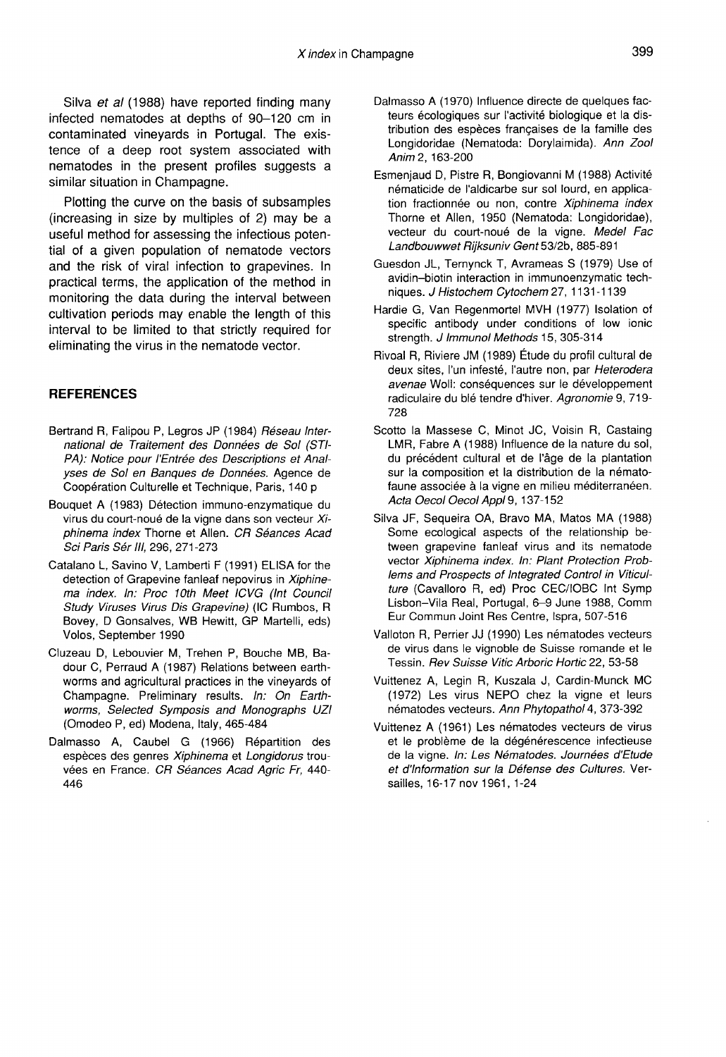Silva *et al* (1988) have reported finding many infected nematodes at depths of 90–120 cm in contaminated vineyards in Portugal. The existence of a deep root system associated with nematodes in the present profiles suggests a similar situation in Champagne.

Plotting the curve on the basis of subsamples (increasing in size by multiples of 2) may be a useful method for assessing the infectious potential of a given population of nematode vectors and the risk of viral infection to grapevines. In practical terms, the application of the method in monitoring the data during the interval between cultivation periods may enable the length of this interval to be limited to that strictly required for eliminating the virus in the nematode vector.

## REFERENCES

Bertrand R, Falipou P, Legros JP (1984) *Réseau International de Traitement des Données de Sol (STIPA): Notice pour l'Entrée des Descriptions et Analyses de Sol en Banques de Données.* Agence de Coopération Culturelle et Technique, Paris, 140 p

Bouquet A (1983) Détection immuno-enzymatique du virus du court-noué de la vigne dans son vecteur *Xiphinema index* Thorne et Allen. *CR Séances Acad Sci Paris Sér III,* 296, 271-273

Catalano L, Savino V, Lamberti F (1991) ELISA for the detection of Grapevine fanleaf nepovirus in *Xiphinema index. In: Proc 10th Meet ICVG (Int Council Study Viruses Virus Dis Grapevine)* (IC Rumbos, R Bovey, D Gonsalves, WB Hewitt, GP Martelli, eds) Volos, September 1990

Cluzeau D, Lebouvier M, Trehen P, Bouche MB, Badour C, Perraud A (1987) Relations between earthworms and agricultural practices in the vineyards of Champagne. Preliminary results. *In: On Earthworms, Selected Symposia and Monographs UZI* (Omodeo P, ed) Modena, Italy, 465-484

Dalmasso A, Caubel G (1966) Répartition des espèces des genres *Xiphinema* et *Longidorus* trouvées en France. *CR Séances Acad Agric Fr,* 440-446

Dalmasso A (1970) Influence directe de quelques facteurs écologiques sur l'activité biologique et la distribution des espèces françaises de la famille des Longidoridae (Nematoda: Dorylaimida). *Ann Zool Anim* 2, 163-200

Esmenjaud D, Pistre R, Bongiovanni M (1988) Activité nématicide de l'aldicarbe sur sol lourd, en application fractionnée ou non, contre *Xiphinema index* Thorne et Allen, 1950 (Nematoda: Longidoridae), vecteur du court-noué de la vigne. *Medel Fac Landbouwwet Rijksuniv Gent* 53/2b, 885-891

Guesdon JL, Ternynck T, Avrameas S (1979) Use of avidin–biotin interaction in immunoenzymatic techniques. *J Histochem Cytochem* 27, 1131-1139

Hardie G, Van Regenmortel MVH (1977) Isolation of specific antibody under conditions of low ionic strength. *J Immunol Methods* 15, 305-314

Rivoal R, Riviere JM (1989) Étude du profil cultural de deux sites, l'un infesté, l'autre non, par *Heterodera avenae* Woll: conséquences sur le développement radiculaire du blé tendre d'hiver. *Agronomie* 9, 719-728

Scotto la Massese C, Minot JC, Voisin R, Castaing LMR, Fabre A (1988) Influence de la nature du sol, du précédent cultural et de l'âge de la plantation sur la composition et la distribution de la nématofaune associée à la vigne en milieu méditerranéen. *Acta Oecol Oecol Appl* 9, 137-152

Silva JF, Sequeira OA, Bravo MA, Matos MA (1988) Some ecological aspects of the relationship between grapevine fanleaf virus and its nematode vector *Xiphinema index. In: Plant Protection Problems and Prospects of Integrated Control in Viticulture* (Cavalloro R, ed) Proc CEC/IOBC Int Symp Lisbon–Vila Real, Portugal, 6–9 June 1988, Comm Eur Commun Joint Res Centre, Ispra, 507-516

Valloton R, Perrier JJ (1990) Les nématodes vecteurs de virus dans le vignoble de Suisse romande et le Tessin. *Rev Suisse Vitic Arboric Hortic* 22, 53-58

Vuittenez A, Legin R, Kuszala J, Cardin-Munck MC (1972) Les virus NEPO chez la vigne et leurs nématodes vecteurs. *Ann Phytopathol* 4, 373-392

Vuittenez A (1961) Les nématodes vecteurs de virus et le problème de la dégénérescence infectieuse de la vigne. *In: Les Nématodes. Journées d'Etude et d'Information sur la Défense des Cultures.* Versailles, 16-17 nov 1961, 1-24